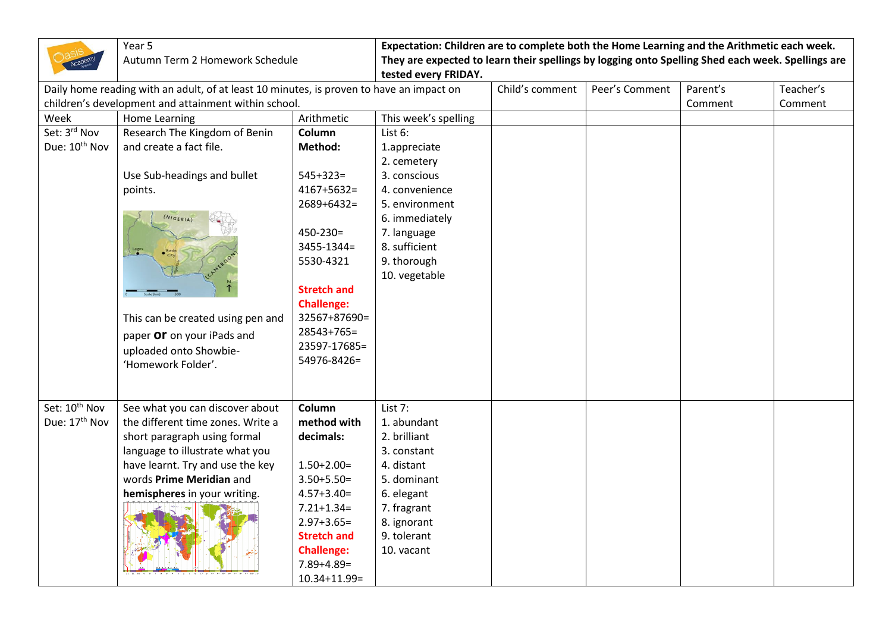| | Year 5<br>Autumn Term 2 Homework Schedule | | **Expectation: Children are to complete both the Home Learning and the Arithmetic each week. They are expected to learn their spellings by logging onto Spelling Shed each week. Spellings are tested every FRIDAY.** | | | | |
|---|---|---|---|---|---|---|---|
| Daily home reading with an adult, of at least 10 minutes, is proven to have an impact on children's development and attainment within school. | | | | Child's comment | Peer's Comment | Parent's Comment | Teacher's Comment |
| Week | Home Learning | Arithmetic | This week's spelling | | | | |
| Set: 3rd Nov<br>Due: 10th Nov | Research The Kingdom of Benin and create a fact file.<br><br>Use Sub-headings and bullet points.<br><br>This can be created using pen and paper **or** on your iPads and uploaded onto Showbie- 'Homework Folder'. | **Column Method:**<br><br>545+323=<br>4167+5632=<br>2689+6432=<br><br>450-230=<br>3455-1344=<br>5530-4321<br><br>**Stretch and Challenge:**<br>32567+87690=<br>28543+765=<br>23597-17685=<br>54976-8426= | List 6:<br>1.appreciate<br>2. cemetery<br>3. conscious<br>4. convenience<br>5. environment<br>6. immediately<br>7. language<br>8. sufficient<br>9. thorough<br>10. vegetable | | | | |
| Set: 10th Nov<br>Due: 17th Nov | See what you can discover about the different time zones. Write a short paragraph using formal language to illustrate what you have learnt. Try and use the key words **Prime Meridian** and **hemispheres** in your writing. | **Column method with decimals:**<br><br>1.50+2.00=<br>3.50+5.50=<br>4.57+3.40=<br>7.21+1.34=<br>2.97+3.65=<br>**Stretch and Challenge:**<br>7.89+4.89=<br>10.34+11.99= | List 7:<br>1. abundant<br>2. brilliant<br>3. constant<br>4. distant<br>5. dominant<br>6. elegant<br>7. fragrant<br>8. ignorant<br>9. tolerant<br>10. vacant | | | | |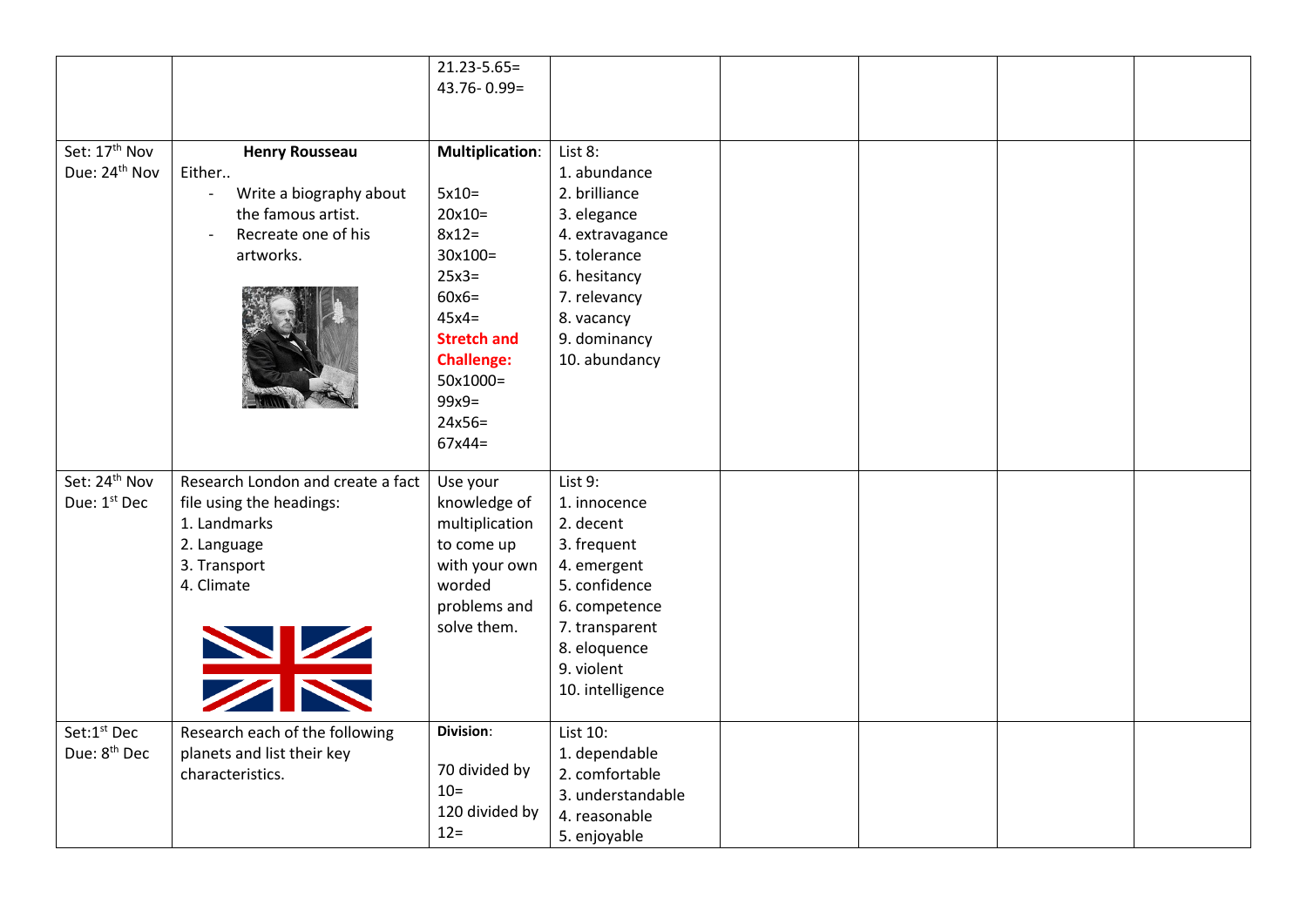|  |  |  |  |  |  |  |  |
|---|---|---|---|---|---|---|---|
|  |  | 21.23-5.65=<br>43.76- 0.99= |  |  |  |  |  |
| Set: 17th Nov<br>Due: 24th Nov | **Henry Rousseau**<br>Either..<br>- Write a biography about the famous artist.<br>- Recreate one of his artworks. | **Multiplication**:<br><br>5x10=<br>20x10=<br>8x12=<br>30x100=<br>25x3=<br>60x6=<br>45x4=<br>**Stretch and Challenge:**<br>50x1000=<br>99x9=<br>24x56=<br>67x44= | List 8:<br>1. abundance<br>2. brilliance<br>3. elegance<br>4. extravagance<br>5. tolerance<br>6. hesitancy<br>7. relevancy<br>8. vacancy<br>9. dominancy<br>10. abundancy |  |  |  |  |
| Set: 24th Nov<br>Due: 1st Dec | Research London and create a fact file using the headings:<br>1. Landmarks<br>2. Language<br>3. Transport<br>4. Climate | Use your knowledge of multiplication to come up with your own worded problems and solve them. | List 9:<br>1. innocence<br>2. decent<br>3. frequent<br>4. emergent<br>5. confidence<br>6. competence<br>7. transparent<br>8. eloquence<br>9. violent<br>10. intelligence |  |  |  |  |
| Set:1st Dec<br>Due: 8th Dec | Research each of the following planets and list their key characteristics. | **Division**:<br><br>70 divided by 10=<br>120 divided by 12= | List 10:<br>1. dependable<br>2. comfortable<br>3. understandable<br>4. reasonable<br>5. enjoyable |  |  |  |  |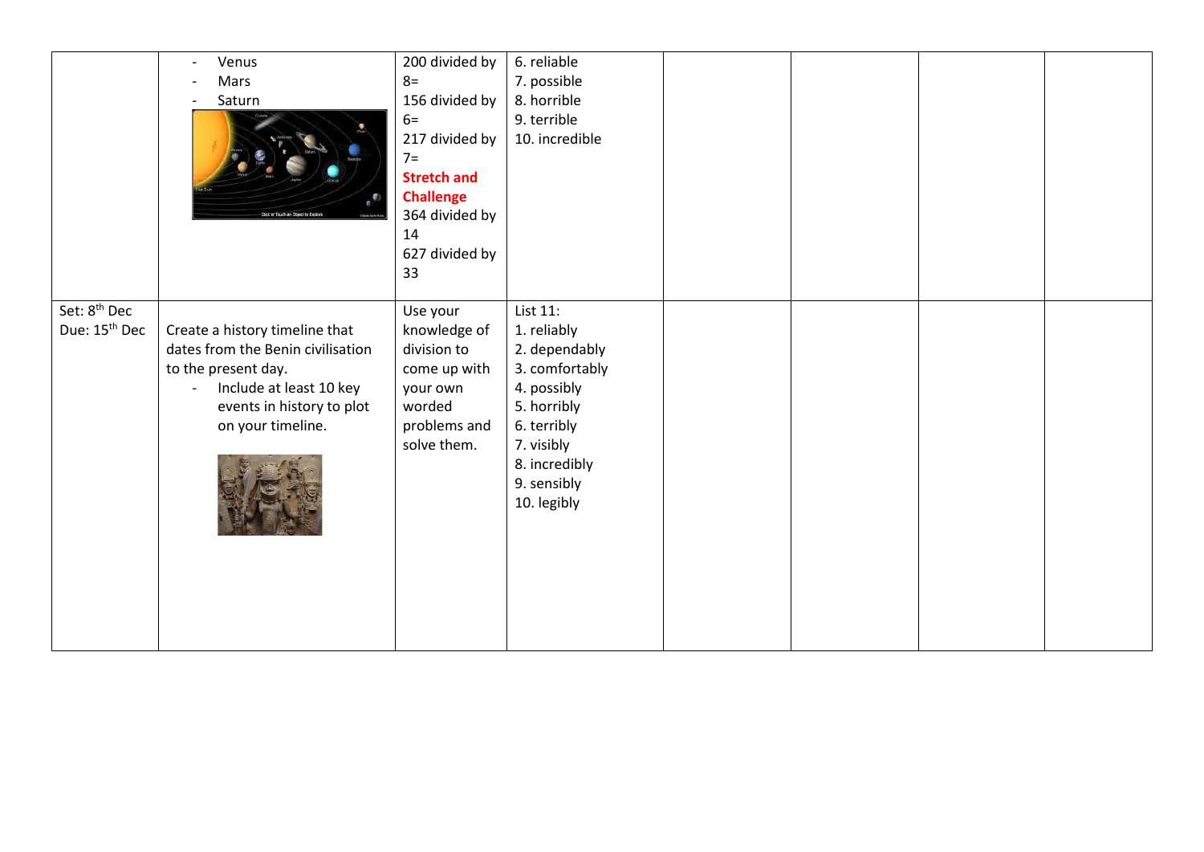| | | | | | | | |
|---|---|---|---|---|---|---|---|
| | - Venus<br>- Mars<br>- Saturn | 200 divided by 8=<br>156 divided by 6=<br>217 divided by 7=<br>**Stretch and Challenge**<br>364 divided by 14<br>627 divided by 33 | 6. reliable<br>7. possible<br>8. horrible<br>9. terrible<br>10. incredible | | | | |
| Set: 8th Dec<br>Due: 15th Dec | Create a history timeline that dates from the Benin civilisation to the present day.<br>- Include at least 10 key events in history to plot on your timeline. | Use your knowledge of division to come up with your own worded problems and solve them. | List 11:<br>1. reliably<br>2. dependably<br>3. comfortably<br>4. possibly<br>5. horribly<br>6. terribly<br>7. visibly<br>8. incredibly<br>9. sensibly<br>10. legibly | | | | |